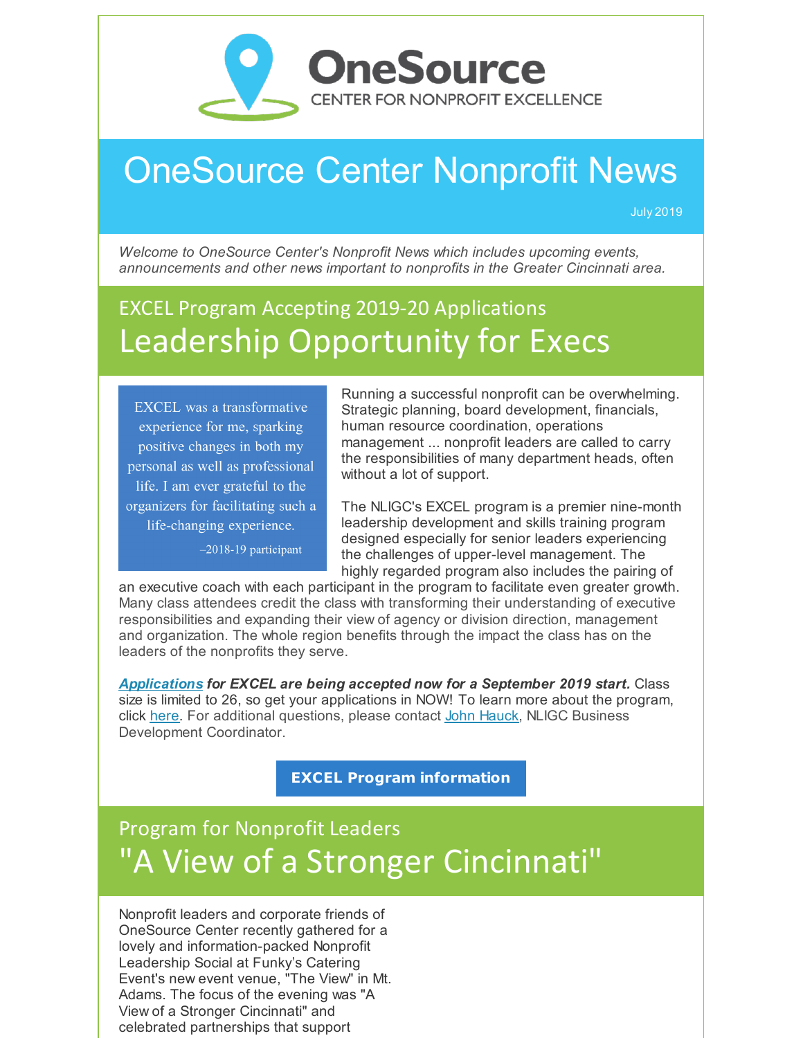OneSource
CENTER FOR NONPROFIT EXCELLENCE

# OneSource Center Nonprofit News

July 2019

*Welcome to OneSource Center's Nonprofit News which includes upcoming events, announcements and other news important to nonprofits in the Greater Cincinnati area.*

## EXCEL Program Accepting 2019-20 Applications
## Leadership Opportunity for Execs

> EXCEL was a transformative experience for me, sparking positive changes in both my personal as well as professional life. I am ever grateful to the organizers for facilitating such a life-changing experience.
>
> –2018-19 participant

Running a successful nonprofit can be overwhelming. Strategic planning, board development, financials, human resource coordination, operations management ... nonprofit leaders are called to carry the responsibilities of many department heads, often without a lot of support.

The NLIGC's EXCEL program is a premier nine-month leadership development and skills training program designed especially for senior leaders experiencing the challenges of upper-level management. The highly regarded program also includes the pairing of an executive coach with each participant in the program to facilitate even greater growth. Many class attendees credit the class with transforming their understanding of executive responsibilities and expanding their view of agency or division direction, management and organization. The whole region benefits through the impact the class has on the leaders of the nonprofits they serve.

***Applications for EXCEL are being accepted now for a September 2019 start.*** Class size is limited to 26, so get your applications in NOW! To learn more about the program, click here. For additional questions, please contact John Hauck, NLIGC Business Development Coordinator.

**EXCEL Program information**

## Program for Nonprofit Leaders
## "A View of a Stronger Cincinnati"

Nonprofit leaders and corporate friends of OneSource Center recently gathered for a lovely and information-packed Nonprofit Leadership Social at Funky's Catering Event's new event venue, "The View" in Mt. Adams. The focus of the evening was "A View of a Stronger Cincinnati" and celebrated partnerships that support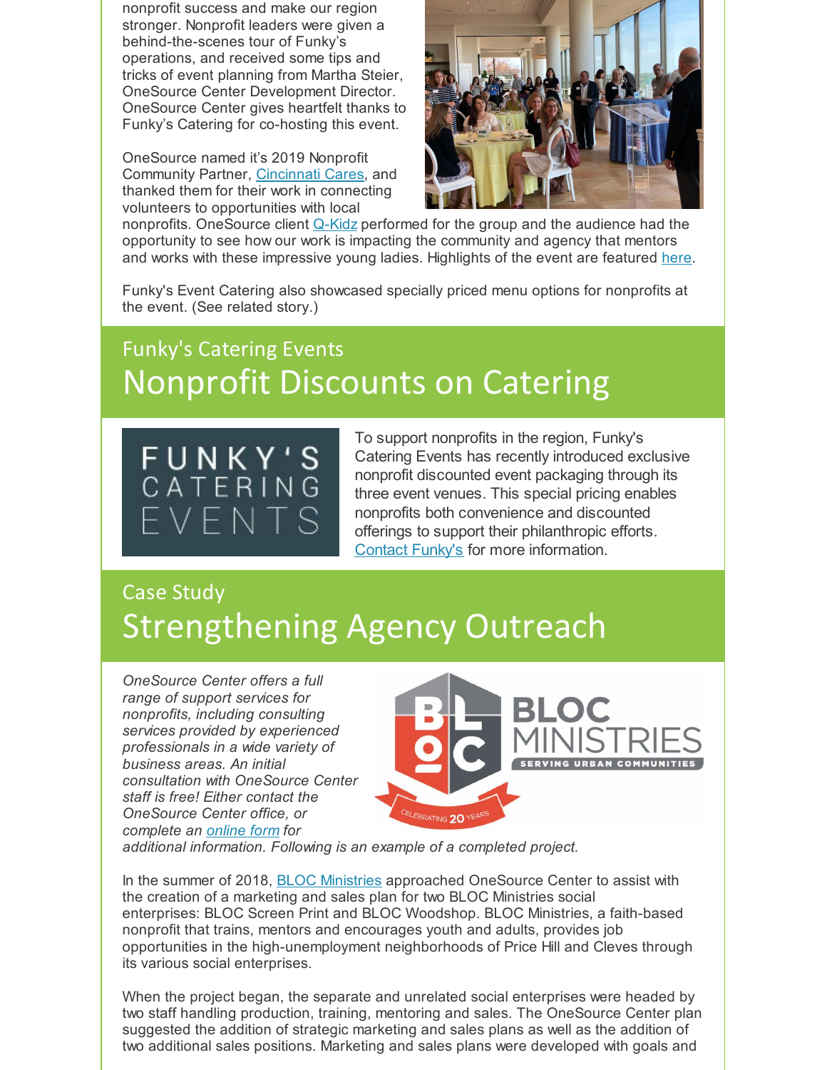nonprofit success and make our region stronger. Nonprofit leaders were given a behind-the-scenes tour of Funky's operations, and received some tips and tricks of event planning from Martha Steier, OneSource Center Development Director. OneSource Center gives heartfelt thanks to Funky's Catering for co-hosting this event.

OneSource named it's 2019 Nonprofit Community Partner, Cincinnati Cares, and thanked them for their work in connecting volunteers to opportunities with local nonprofits. OneSource client Q-Kidz performed for the group and the audience had the opportunity to see how our work is impacting the community and agency that mentors and works with these impressive young ladies. Highlights of the event are featured here.

Funky's Event Catering also showcased specially priced menu options for nonprofits at the event. (See related story.)

## Funky's Catering Events

# Nonprofit Discounts on Catering

To support nonprofits in the region, Funky's Catering Events has recently introduced exclusive nonprofit discounted event packaging through its three event venues. This special pricing enables nonprofits both convenience and discounted offerings to support their philanthropic efforts. Contact Funky's for more information.

## Case Study

# Strengthening Agency Outreach

*OneSource Center offers a full range of support services for nonprofits, including consulting services provided by experienced professionals in a wide variety of business areas. An initial consultation with OneSource Center staff is free! Either contact the OneSource Center office, or complete an online form for additional information. Following is an example of a completed project.*

In the summer of 2018, BLOC Ministries approached OneSource Center to assist with the creation of a marketing and sales plan for two BLOC Ministries social enterprises: BLOC Screen Print and BLOC Woodshop. BLOC Ministries, a faith-based nonprofit that trains, mentors and encourages youth and adults, provides job opportunities in the high-unemployment neighborhoods of Price Hill and Cleves through its various social enterprises.

When the project began, the separate and unrelated social enterprises were headed by two staff handling production, training, mentoring and sales. The OneSource Center plan suggested the addition of strategic marketing and sales plans as well as the addition of two additional sales positions. Marketing and sales plans were developed with goals and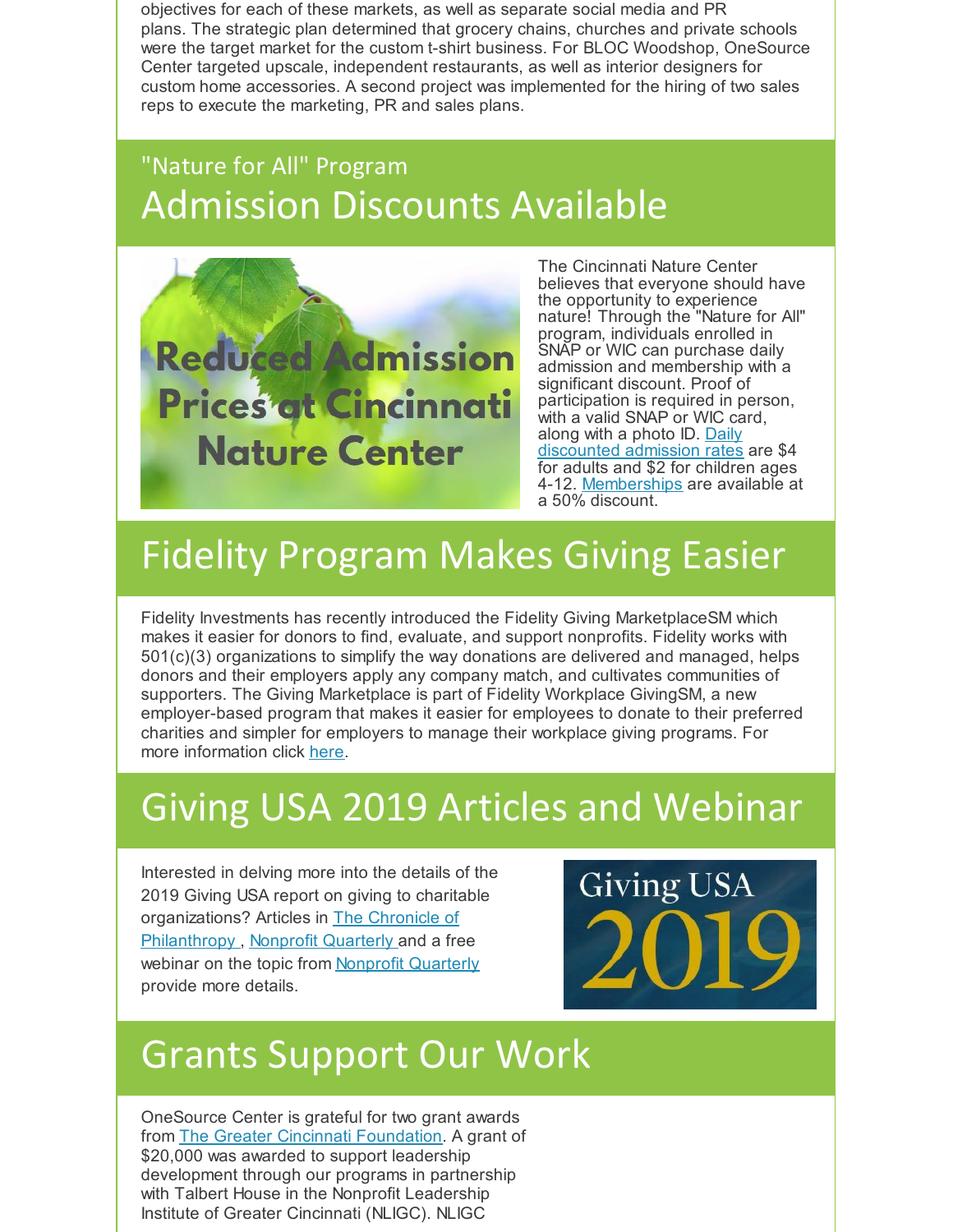objectives for each of these markets, as well as separate social media and PR plans. The strategic plan determined that grocery chains, churches and private schools were the target market for the custom t-shirt business. For BLOC Woodshop, OneSource Center targeted upscale, independent restaurants, as well as interior designers for custom home accessories. A second project was implemented for the hiring of two sales reps to execute the marketing, PR and sales plans.

## "Nature for All" Program

# Admission Discounts Available

The Cincinnati Nature Center believes that everyone should have the opportunity to experience nature! Through the "Nature for All" program, individuals enrolled in SNAP or WIC can purchase daily admission and membership with a significant discount. Proof of participation is required in person, with a valid SNAP or WIC card, along with a photo ID. Daily discounted admission rates are $4 for adults and $2 for children ages 4-12. Memberships are available at a 50% discount.

# Fidelity Program Makes Giving Easier

Fidelity Investments has recently introduced the Fidelity Giving MarketplaceSM which makes it easier for donors to find, evaluate, and support nonprofits. Fidelity works with 501(c)(3) organizations to simplify the way donations are delivered and managed, helps donors and their employers apply any company match, and cultivates communities of supporters. The Giving Marketplace is part of Fidelity Workplace GivingSM, a new employer-based program that makes it easier for employees to donate to their preferred charities and simpler for employers to manage their workplace giving programs. For more information click here.

# Giving USA 2019 Articles and Webinar

Interested in delving more into the details of the 2019 Giving USA report on giving to charitable organizations? Articles in The Chronicle of Philanthropy , Nonprofit Quarterly and a free webinar on the topic from Nonprofit Quarterly provide more details.

# Grants Support Our Work

OneSource Center is grateful for two grant awards from The Greater Cincinnati Foundation. A grant of $20,000 was awarded to support leadership development through our programs in partnership with Talbert House in the Nonprofit Leadership Institute of Greater Cincinnati (NLIGC). NLIGC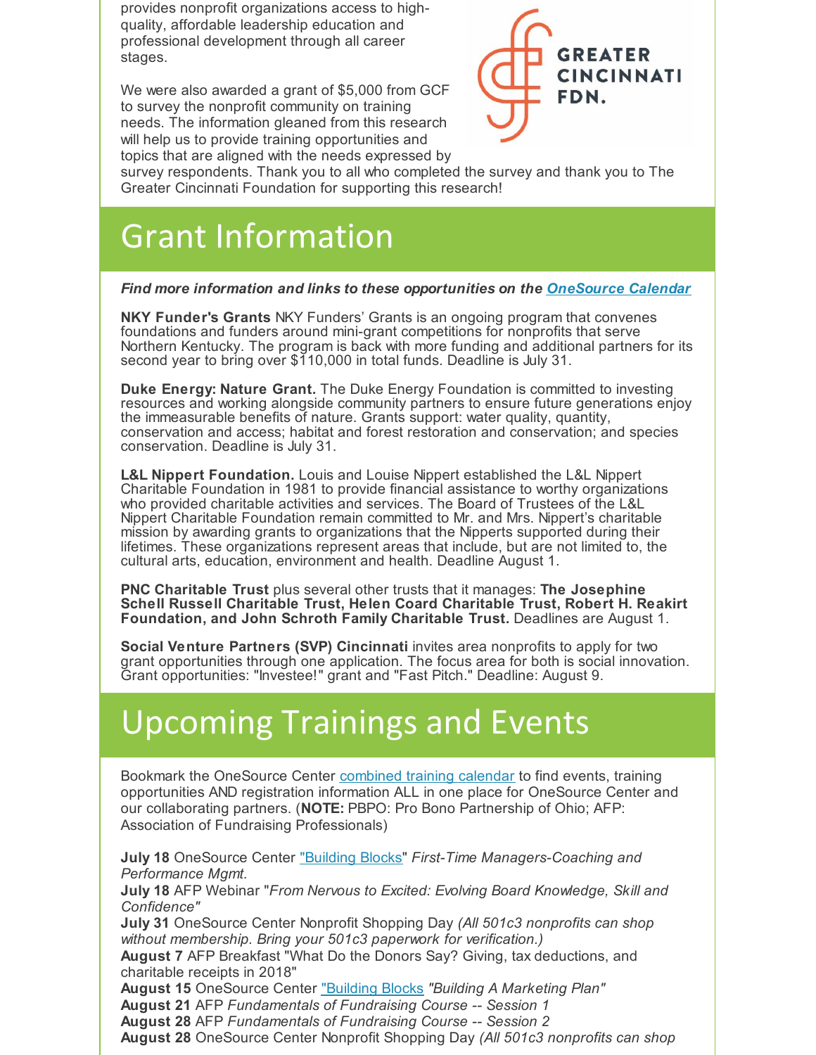provides nonprofit organizations access to high-quality, affordable leadership education and professional development through all career stages.

We were also awarded a grant of $5,000 from GCF to survey the nonprofit community on training needs. The information gleaned from this research will help us to provide training opportunities and topics that are aligned with the needs expressed by survey respondents. Thank you to all who completed the survey and thank you to The Greater Cincinnati Foundation for supporting this research!

# Grant Information

***Find more information and links to these opportunities on the [OneSource Calendar](#)***

**NKY Funder's Grants** NKY Funders' Grants is an ongoing program that convenes foundations and funders around mini-grant competitions for nonprofits that serve Northern Kentucky. The program is back with more funding and additional partners for its second year to bring over $110,000 in total funds. Deadline is July 31.

**Duke Energy: Nature Grant.** The Duke Energy Foundation is committed to investing resources and working alongside community partners to ensure future generations enjoy the immeasurable benefits of nature. Grants support: water quality, quantity, conservation and access; habitat and forest restoration and conservation; and species conservation. Deadline is July 31.

**L&L Nippert Foundation.** Louis and Louise Nippert established the L&L Nippert Charitable Foundation in 1981 to provide financial assistance to worthy organizations who provided charitable activities and services. The Board of Trustees of the L&L Nippert Charitable Foundation remain committed to Mr. and Mrs. Nippert's charitable mission by awarding grants to organizations that the Nipperts supported during their lifetimes. These organizations represent areas that include, but are not limited to, the cultural arts, education, environment and health. Deadline August 1.

**PNC Charitable Trust** plus several other trusts that it manages: **The Josephine Schell Russell Charitable Trust, Helen Coard Charitable Trust, Robert H. Reakirt Foundation, and John Schroth Family Charitable Trust.** Deadlines are August 1.

**Social Venture Partners (SVP) Cincinnati** invites area nonprofits to apply for two grant opportunities through one application. The focus area for both is social innovation. Grant opportunities: "Investee!" grant and "Fast Pitch." Deadline: August 9.

# Upcoming Trainings and Events

Bookmark the OneSource Center [combined training calendar](#) to find events, training opportunities AND registration information ALL in one place for OneSource Center and our collaborating partners. (**NOTE:** PBPO: Pro Bono Partnership of Ohio; AFP: Association of Fundraising Professionals)

**July 18** OneSource Center ["Building Blocks](#)" *First-Time Managers-Coaching and Performance Mgmt.*
**July 18** AFP Webinar "*From Nervous to Excited: Evolving Board Knowledge, Skill and Confidence"*
**July 31** OneSource Center Nonprofit Shopping Day *(All 501c3 nonprofits can shop without membership. Bring your 501c3 paperwork for verification.)*
**August 7** AFP Breakfast "What Do the Donors Say? Giving, tax deductions, and charitable receipts in 2018"
**August 15** OneSource Center ["Building Blocks](#) *"Building A Marketing Plan"*
**August 21** AFP *Fundamentals of Fundraising Course -- Session 1*
**August 28** AFP *Fundamentals of Fundraising Course -- Session 2*
**August 28** OneSource Center Nonprofit Shopping Day *(All 501c3 nonprofits can shop*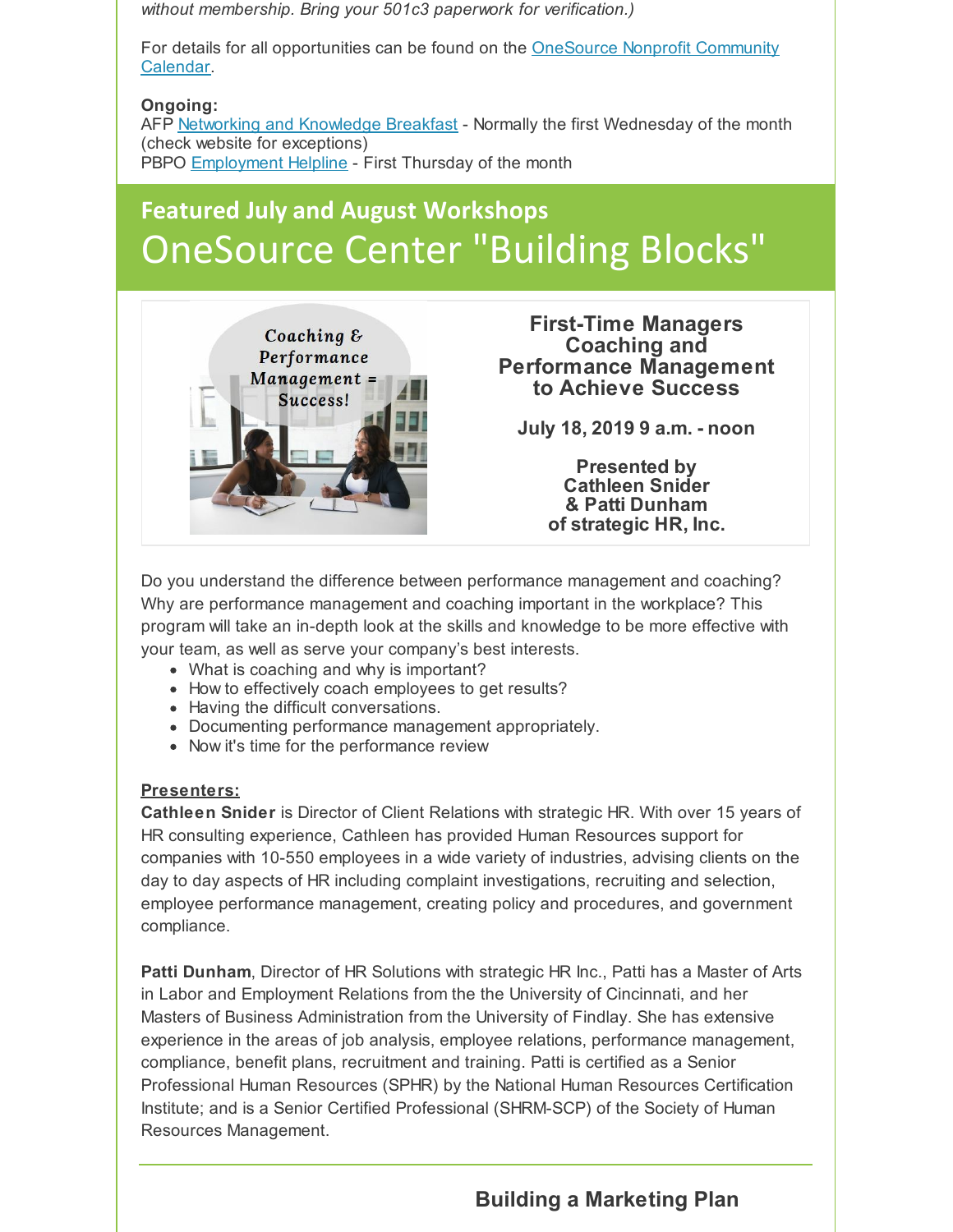*without membership. Bring your 501c3 paperwork for verification.)*

For details for all opportunities can be found on the [OneSource Nonprofit Community Calendar](#).

**Ongoing:**
AFP [Networking and Knowledge Breakfast](#) - Normally the first Wednesday of the month (check website for exceptions)
PBPO [Employment Helpline](#) - First Thursday of the month

## Featured July and August Workshops

# OneSource Center "Building Blocks"

### First-Time Managers Coaching and Performance Management to Achieve Success

**July 18, 2019 9 a.m. - noon**

**Presented by Cathleen Snider & Patti Dunham of strategic HR, Inc.**

Do you understand the difference between performance management and coaching? Why are performance management and coaching important in the workplace? This program will take an in-depth look at the skills and knowledge to be more effective with your team, as well as serve your company's best interests.

- What is coaching and why is important?
- How to effectively coach employees to get results?
- Having the difficult conversations.
- Documenting performance management appropriately.
- Now it's time for the performance review

**Presenters:**

**Cathleen Snider** is Director of Client Relations with strategic HR. With over 15 years of HR consulting experience, Cathleen has provided Human Resources support for companies with 10-550 employees in a wide variety of industries, advising clients on the day to day aspects of HR including complaint investigations, recruiting and selection, employee performance management, creating policy and procedures, and government compliance.

**Patti Dunham**, Director of HR Solutions with strategic HR Inc., Patti has a Master of Arts in Labor and Employment Relations from the the University of Cincinnati, and her Masters of Business Administration from the University of Findlay. She has extensive experience in the areas of job analysis, employee relations, performance management, compliance, benefit plans, recruitment and training. Patti is certified as a Senior Professional Human Resources (SPHR) by the National Human Resources Certification Institute; and is a Senior Certified Professional (SHRM-SCP) of the Society of Human Resources Management.

---

### Building a Marketing Plan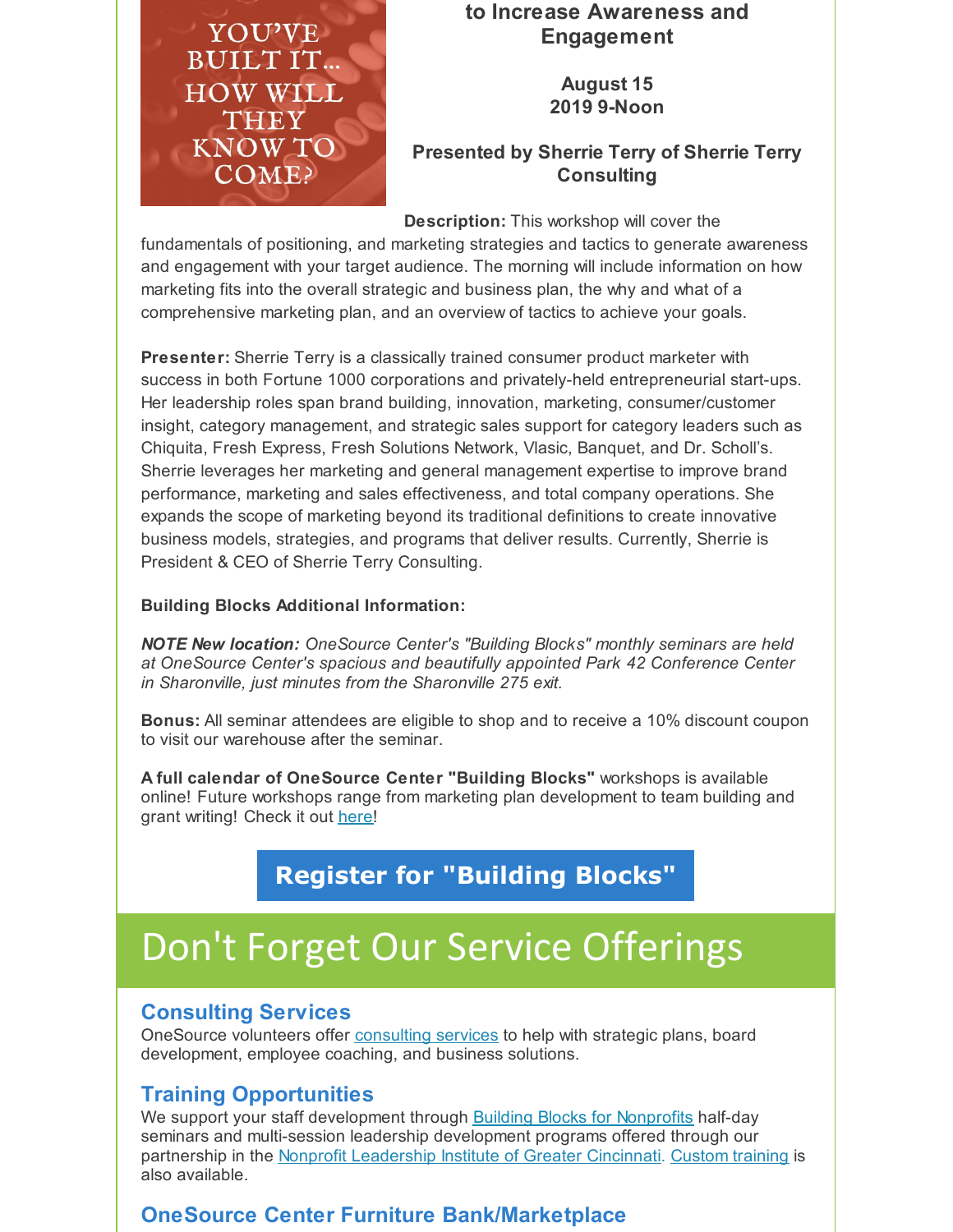YOU'VE BUILT IT... HOW WILL THEY KNOW TO COME?

**to Increase Awareness and Engagement**

**August 15 2019 9-Noon**

**Presented by Sherrie Terry of Sherrie Terry Consulting**

**Description:** This workshop will cover the fundamentals of positioning, and marketing strategies and tactics to generate awareness and engagement with your target audience. The morning will include information on how marketing fits into the overall strategic and business plan, the why and what of a comprehensive marketing plan, and an overview of tactics to achieve your goals.

**Presenter:** Sherrie Terry is a classically trained consumer product marketer with success in both Fortune 1000 corporations and privately-held entrepreneurial start-ups. Her leadership roles span brand building, innovation, marketing, consumer/customer insight, category management, and strategic sales support for category leaders such as Chiquita, Fresh Express, Fresh Solutions Network, Vlasic, Banquet, and Dr. Scholl's. Sherrie leverages her marketing and general management expertise to improve brand performance, marketing and sales effectiveness, and total company operations. She expands the scope of marketing beyond its traditional definitions to create innovative business models, strategies, and programs that deliver results. Currently, Sherrie is President & CEO of Sherrie Terry Consulting.

**Building Blocks Additional Information:**

***NOTE New location:*** *OneSource Center's "Building Blocks" monthly seminars are held at OneSource Center's spacious and beautifully appointed Park 42 Conference Center in Sharonville, just minutes from the Sharonville 275 exit.*

**Bonus:** All seminar attendees are eligible to shop and to receive a 10% discount coupon to visit our warehouse after the seminar.

**A full calendar of OneSource Center "Building Blocks"** workshops is available online! Future workshops range from marketing plan development to team building and grant writing! Check it out here!

**Register for "Building Blocks"**

# Don't Forget Our Service Offerings

## Consulting Services

OneSource volunteers offer consulting services to help with strategic plans, board development, employee coaching, and business solutions.

## Training Opportunities

We support your staff development through Building Blocks for Nonprofits half-day seminars and multi-session leadership development programs offered through our partnership in the Nonprofit Leadership Institute of Greater Cincinnati. Custom training is also available.

## OneSource Center Furniture Bank/Marketplace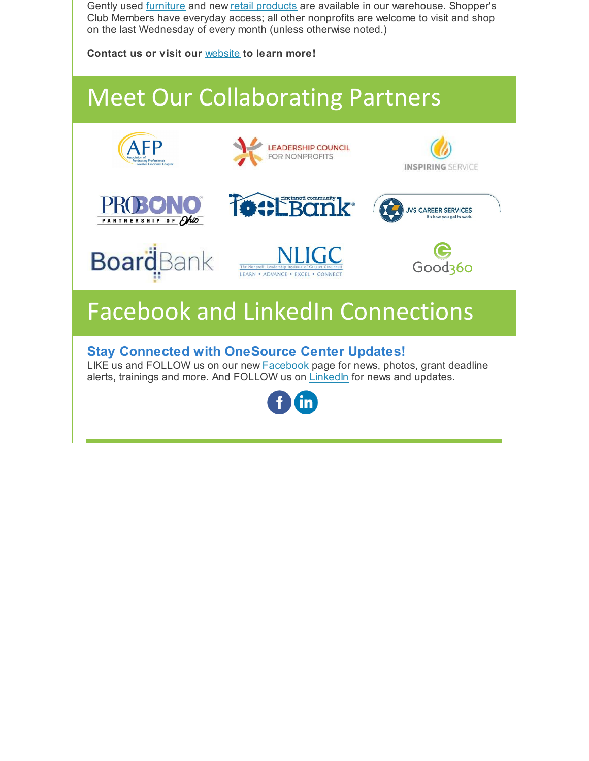Gently used furniture and new retail products are available in our warehouse. Shopper's Club Members have everyday access; all other nonprofits are welcome to visit and shop on the last Wednesday of every month (unless otherwise noted.)

**Contact us or visit our website to learn more!**

# Meet Our Collaborating Partners

# Facebook and LinkedIn Connections

### Stay Connected with OneSource Center Updates!

LIKE us and FOLLOW us on our new Facebook page for news, photos, grant deadline alerts, trainings and more. And FOLLOW us on LinkedIn for news and updates.